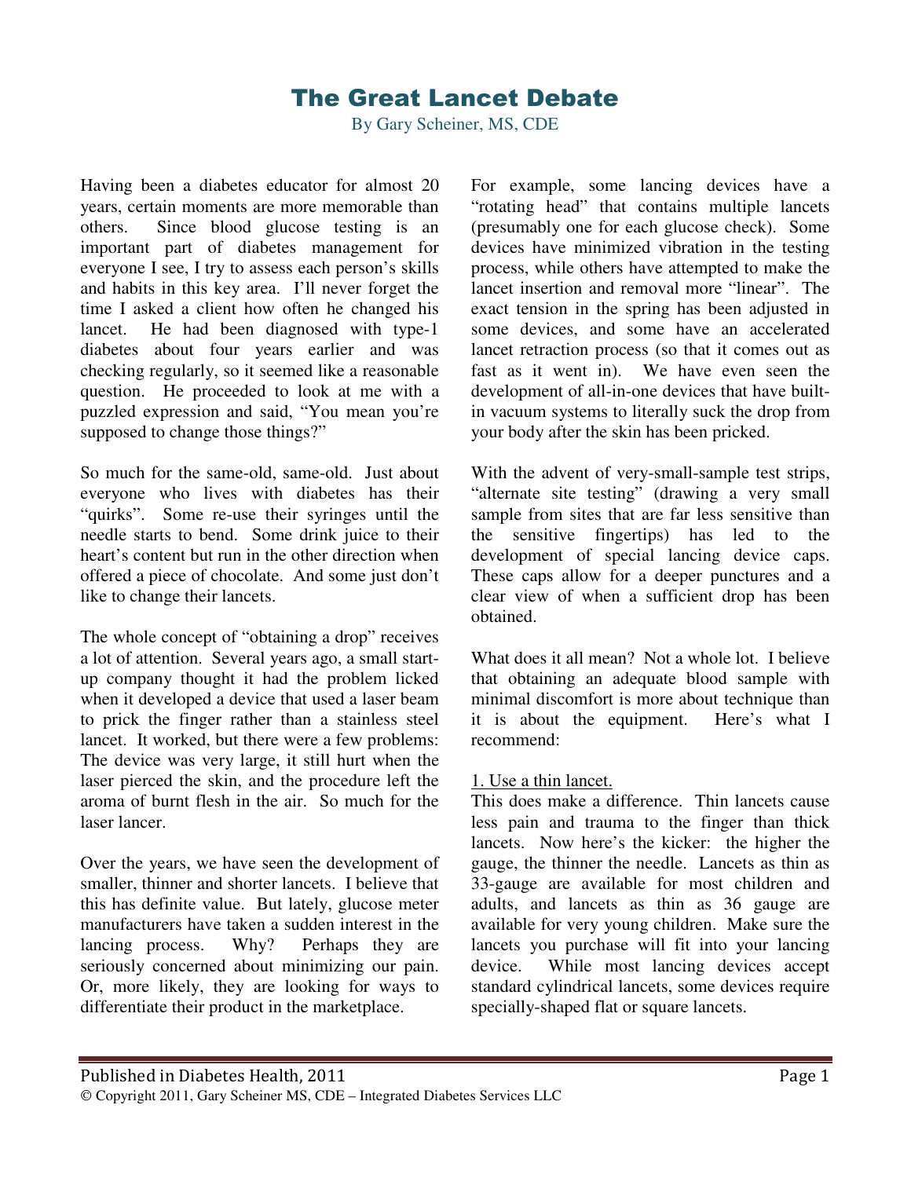# The Great Lancet Debate

By Gary Scheiner, MS, CDE

Having been a diabetes educator for almost 20 years, certain moments are more memorable than others. Since blood glucose testing is an important part of diabetes management for everyone I see, I try to assess each person's skills and habits in this key area. I'll never forget the time I asked a client how often he changed his lancet. He had been diagnosed with type-1 diabetes about four years earlier and was checking regularly, so it seemed like a reasonable question. He proceeded to look at me with a puzzled expression and said, "You mean you're supposed to change those things?"

So much for the same-old, same-old. Just about everyone who lives with diabetes has their "quirks". Some re-use their syringes until the needle starts to bend. Some drink juice to their heart's content but run in the other direction when offered a piece of chocolate. And some just don't like to change their lancets.

The whole concept of "obtaining a drop" receives a lot of attention. Several years ago, a small start-up company thought it had the problem licked when it developed a device that used a laser beam to prick the finger rather than a stainless steel lancet. It worked, but there were a few problems: The device was very large, it still hurt when the laser pierced the skin, and the procedure left the aroma of burnt flesh in the air. So much for the laser lancer.

Over the years, we have seen the development of smaller, thinner and shorter lancets. I believe that this has definite value. But lately, glucose meter manufacturers have taken a sudden interest in the lancing process. Why? Perhaps they are seriously concerned about minimizing our pain. Or, more likely, they are looking for ways to differentiate their product in the marketplace.

For example, some lancing devices have a "rotating head" that contains multiple lancets (presumably one for each glucose check). Some devices have minimized vibration in the testing process, while others have attempted to make the lancet insertion and removal more "linear". The exact tension in the spring has been adjusted in some devices, and some have an accelerated lancet retraction process (so that it comes out as fast as it went in). We have even seen the development of all-in-one devices that have built-in vacuum systems to literally suck the drop from your body after the skin has been pricked.

With the advent of very-small-sample test strips, "alternate site testing" (drawing a very small sample from sites that are far less sensitive than the sensitive fingertips) has led to the development of special lancing device caps. These caps allow for a deeper punctures and a clear view of when a sufficient drop has been obtained.

What does it all mean? Not a whole lot. I believe that obtaining an adequate blood sample with minimal discomfort is more about technique than it is about the equipment. Here's what I recommend:

1. Use a thin lancet.

This does make a difference. Thin lancets cause less pain and trauma to the finger than thick lancets. Now here's the kicker: the higher the gauge, the thinner the needle. Lancets as thin as 33-gauge are available for most children and adults, and lancets as thin as 36 gauge are available for very young children. Make sure the lancets you purchase will fit into your lancing device. While most lancing devices accept standard cylindrical lancets, some devices require specially-shaped flat or square lancets.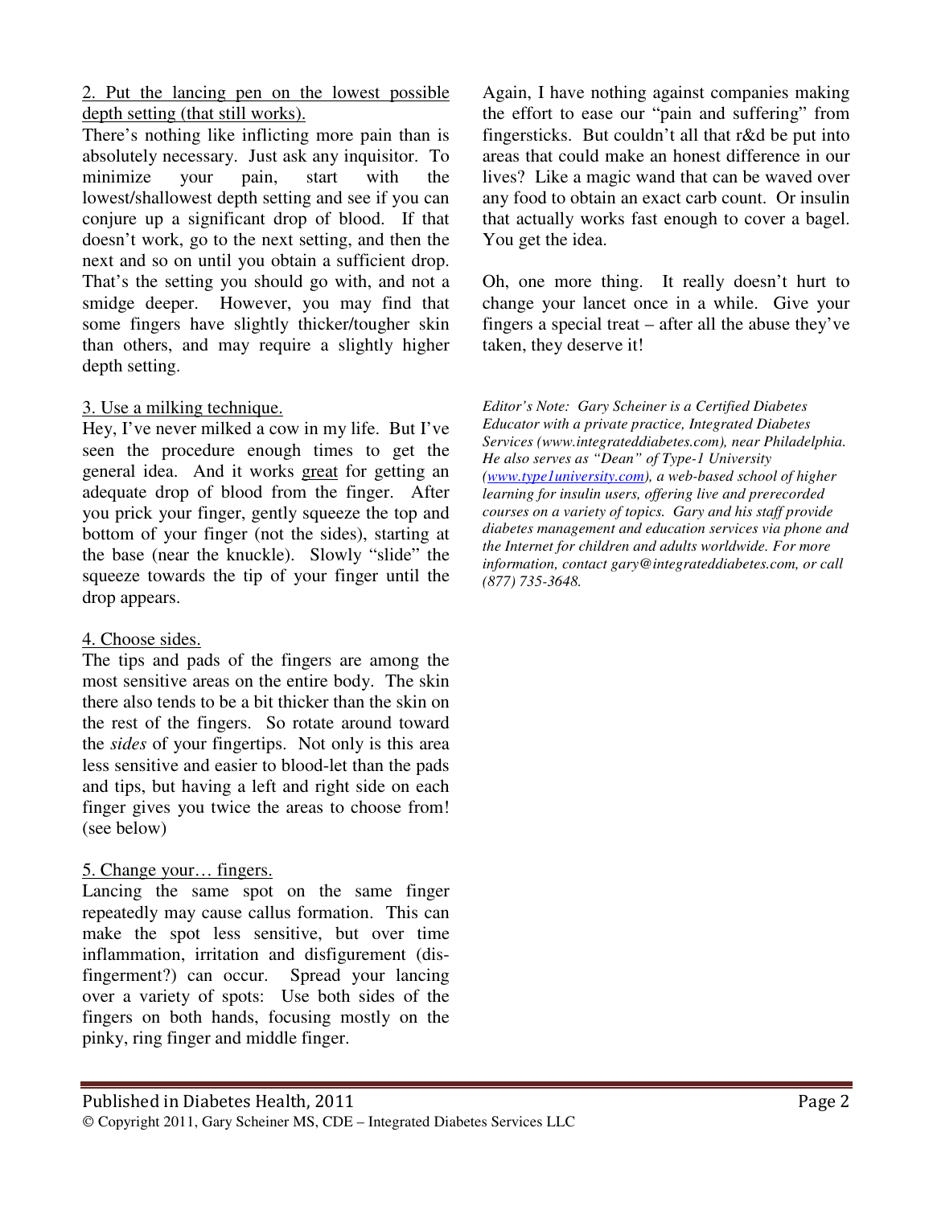2. Put the lancing pen on the lowest possible depth setting (that still works).

There's nothing like inflicting more pain than is absolutely necessary. Just ask any inquisitor. To minimize your pain, start with the lowest/shallowest depth setting and see if you can conjure up a significant drop of blood. If that doesn't work, go to the next setting, and then the next and so on until you obtain a sufficient drop. That's the setting you should go with, and not a smidge deeper. However, you may find that some fingers have slightly thicker/tougher skin than others, and may require a slightly higher depth setting.

3. Use a milking technique.

Hey, I've never milked a cow in my life. But I've seen the procedure enough times to get the general idea. And it works great for getting an adequate drop of blood from the finger. After you prick your finger, gently squeeze the top and bottom of your finger (not the sides), starting at the base (near the knuckle). Slowly "slide" the squeeze towards the tip of your finger until the drop appears.

4. Choose sides.

The tips and pads of the fingers are among the most sensitive areas on the entire body. The skin there also tends to be a bit thicker than the skin on the rest of the fingers. So rotate around toward the *sides* of your fingertips. Not only is this area less sensitive and easier to blood-let than the pads and tips, but having a left and right side on each finger gives you twice the areas to choose from! (see below)

5. Change your… fingers.

Lancing the same spot on the same finger repeatedly may cause callus formation. This can make the spot less sensitive, but over time inflammation, irritation and disfigurement (dis-fingerment?) can occur. Spread your lancing over a variety of spots: Use both sides of the fingers on both hands, focusing mostly on the pinky, ring finger and middle finger.

Again, I have nothing against companies making the effort to ease our "pain and suffering" from fingersticks. But couldn't all that r&d be put into areas that could make an honest difference in our lives? Like a magic wand that can be waved over any food to obtain an exact carb count. Or insulin that actually works fast enough to cover a bagel. You get the idea.

Oh, one more thing. It really doesn't hurt to change your lancet once in a while. Give your fingers a special treat – after all the abuse they've taken, they deserve it!

*Editor's Note: Gary Scheiner is a Certified Diabetes Educator with a private practice, Integrated Diabetes Services (www.integrateddiabetes.com), near Philadelphia. He also serves as "Dean" of Type-1 University (www.type1university.com), a web-based school of higher learning for insulin users, offering live and prerecorded courses on a variety of topics. Gary and his staff provide diabetes management and education services via phone and the Internet for children and adults worldwide. For more information, contact gary@integrateddiabetes.com, or call (877) 735-3648.*